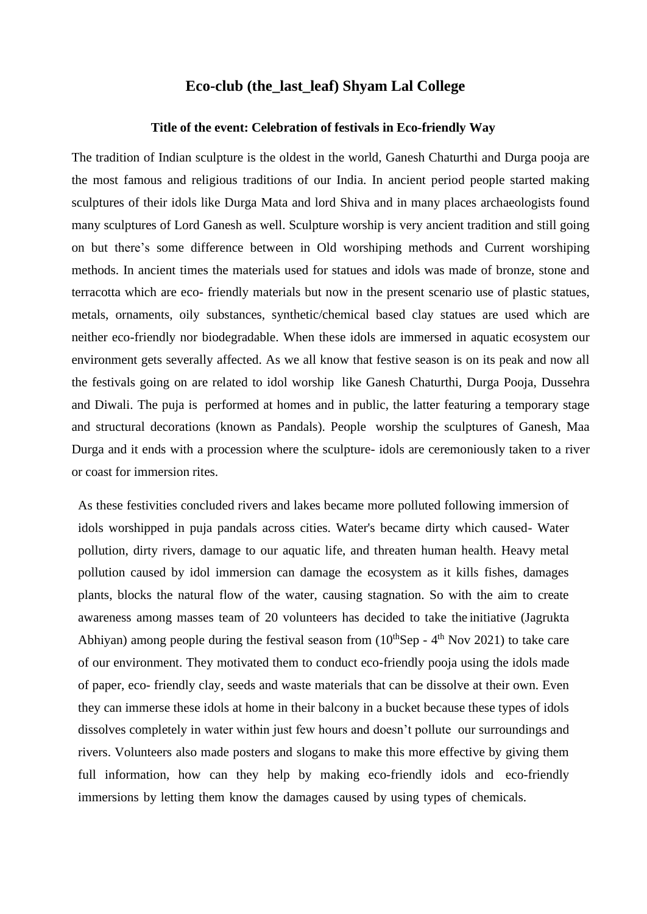# Eco-club (the_last_leaf) Shyam Lal College

### Title of the event: Celebration of festivals in Eco-friendly Way

The tradition of Indian sculpture is the oldest in the world, Ganesh Chaturthi and Durga pooja are the most famous and religious traditions of our India. In ancient period people started making sculptures of their idols like Durga Mata and lord Shiva and in many places archaeologists found many sculptures of Lord Ganesh as well. Sculpture worship is very ancient tradition and still going on but there's some difference between in Old worshiping methods and Current worshiping methods. In ancient times the materials used for statues and idols was made of bronze, stone and terracotta which are eco- friendly materials but now in the present scenario use of plastic statues, metals, ornaments, oily substances, synthetic/chemical based clay statues are used which are neither eco-friendly nor biodegradable. When these idols are immersed in aquatic ecosystem our environment gets severally affected. As we all know that festive season is on its peak and now all the festivals going on are related to idol worship like Ganesh Chaturthi, Durga Pooja, Dussehra and Diwali. The puja is performed at homes and in public, the latter featuring a temporary stage and structural decorations (known as Pandals). People worship the sculptures of Ganesh, Maa Durga and it ends with a procession where the sculpture- idols are ceremoniously taken to a river or coast for immersion rites.

As these festivities concluded rivers and lakes became more polluted following immersion of idols worshipped in puja pandals across cities. Water's became dirty which caused- Water pollution, dirty rivers, damage to our aquatic life, and threaten human health. Heavy metal pollution caused by idol immersion can damage the ecosystem as it kills fishes, damages plants, blocks the natural flow of the water, causing stagnation. So with the aim to create awareness among masses team of 20 volunteers has decided to take the initiative (Jagrukta Abhiyan) among people during the festival season from (10$^{th}$Sep - 4$^{th}$ Nov 2021) to take care of our environment. They motivated them to conduct eco-friendly pooja using the idols made of paper, eco- friendly clay, seeds and waste materials that can be dissolve at their own. Even they can immerse these idols at home in their balcony in a bucket because these types of idols dissolves completely in water within just few hours and doesn't pollute our surroundings and rivers. Volunteers also made posters and slogans to make this more effective by giving them full information, how can they help by making eco-friendly idols and eco-friendly immersions by letting them know the damages caused by using types of chemicals.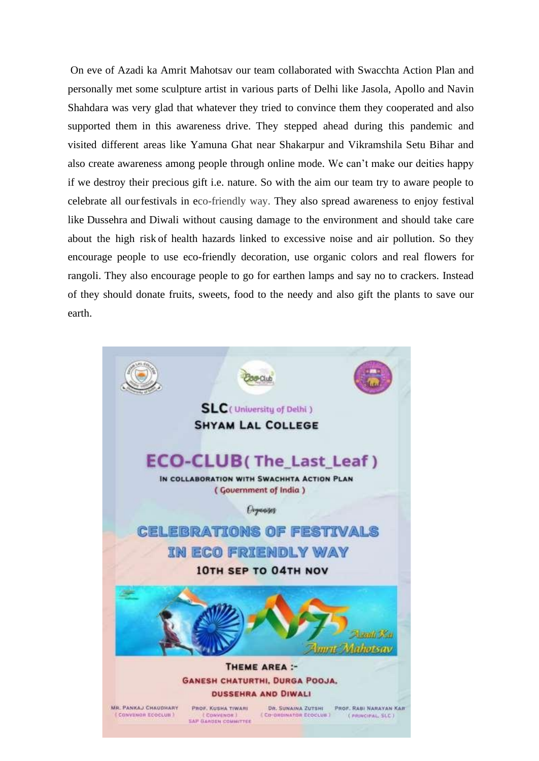On eve of Azadi ka Amrit Mahotsav our team collaborated with Swacchta Action Plan and personally met some sculpture artist in various parts of Delhi like Jasola, Apollo and Navin Shahdara was very glad that whatever they tried to convince them they cooperated and also supported them in this awareness drive. They stepped ahead during this pandemic and visited different areas like Yamuna Ghat near Shakarpur and Vikramshila Setu Bihar and also create awareness among people through online mode. We can't make our deities happy if we destroy their precious gift i.e. nature. So with the aim our team try to aware people to celebrate all our festivals in eco-friendly way. They also spread awareness to enjoy festival like Dussehra and Diwali without causing damage to the environment and should take care about the high risk of health hazards linked to excessive noise and air pollution. So they encourage people to use eco-friendly decoration, use organic colors and real flowers for rangoli. They also encourage people to go for earthen lamps and say no to crackers. Instead of they should donate fruits, sweets, food to the needy and also gift the plants to save our earth.

**SLC** ( University of Delhi )

**SHYAM LAL COLLEGE**

**ECO-CLUB ( The_Last_Leaf )**

IN COLLABORATION WITH SWACHHTA ACTION PLAN
( Government of India )

Organises

**CELEBRATIONS OF FESTIVALS IN ECO FRIENDLY WAY**

**10TH SEP TO 04TH NOV**

Azadi Ka Amrit Mahotsav

**THEME AREA :-**

GANESH CHATURTHI, DURGA POOJA, DUSSEHRA AND DIWALI

MR. PANKAJ CHAUDHARY ( CONVENOR ECOCLUB ) | PROF. KUSHA TIWARI ( CONVENOR ) SAP GARDEN COMMITTEE | DR. SUNAINA ZUTSHI ( CO-ORDINATOR ECOCLUB ) | PROF. RABI NARAYAN KAR ( PRINCIPAL, SLC )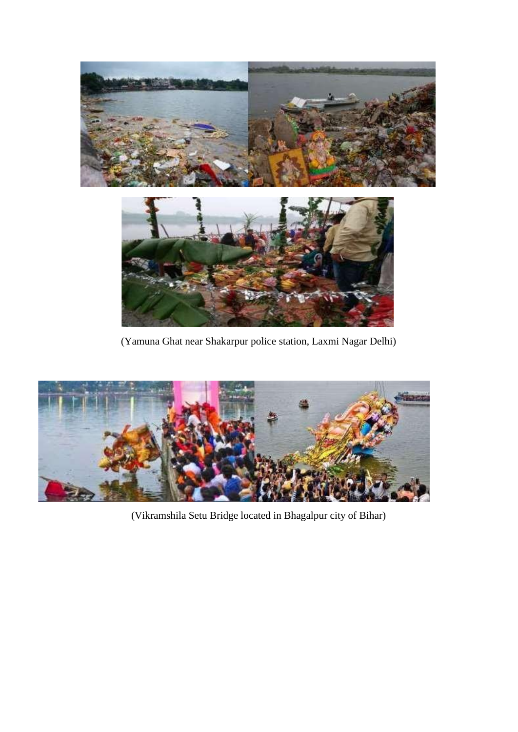(Yamuna Ghat near Shakarpur police station, Laxmi Nagar Delhi)

(Vikramshila Setu Bridge located in Bhagalpur city of Bihar)